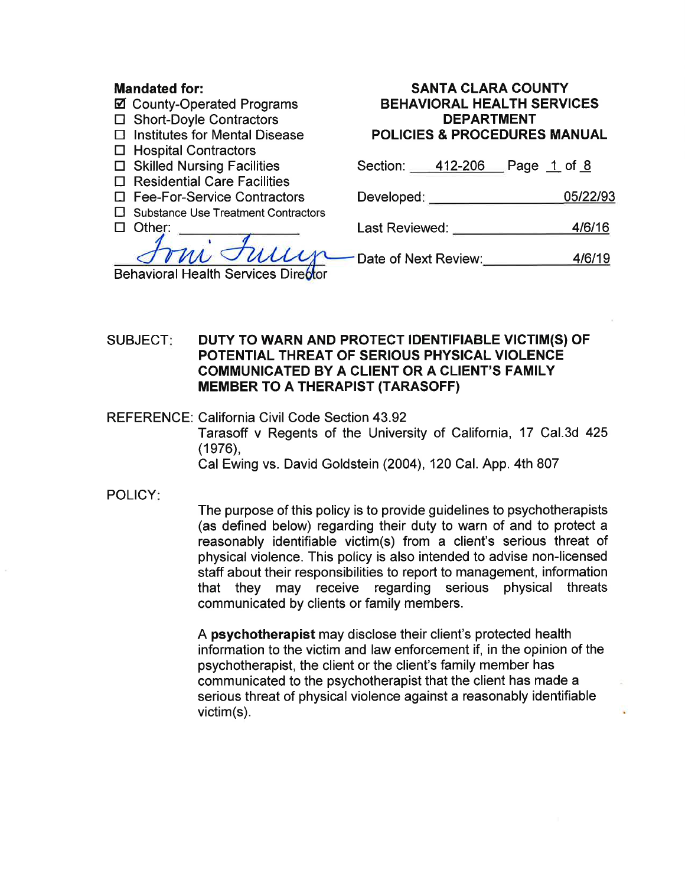**Mandated for:**

- ☑ County-Operated Programs
- ☐ Short-Doyle Contractors
- ☐ Institutes for Mental Disease
- ☐ Hospital Contractors
- ☐ Skilled Nursing Facilities
- ☐ Residential Care Facilities
- ☐ Fee-For-Service Contractors
- ☐ Substance Use Treatment Contractors
- ☐ Other: ______________

Behavioral Health Services Director

**SANTA CLARA COUNTY BEHAVIORAL HEALTH SERVICES DEPARTMENT POLICIES & PROCEDURES MANUAL**

Section: 412-206 Page 1 of 8

Developed: 05/22/93

Last Reviewed: 4/6/16

Date of Next Review: 4/6/19

SUBJECT: **DUTY TO WARN AND PROTECT IDENTIFIABLE VICTIM(S) OF POTENTIAL THREAT OF SERIOUS PHYSICAL VIOLENCE COMMUNICATED BY A CLIENT OR A CLIENT'S FAMILY MEMBER TO A THERAPIST (TARASOFF)**

REFERENCE: California Civil Code Section 43.92
Tarasoff v Regents of the University of California, 17 Cal.3d 425 (1976),
Cal Ewing vs. David Goldstein (2004), 120 Cal. App. 4th 807

POLICY:

The purpose of this policy is to provide guidelines to psychotherapists (as defined below) regarding their duty to warn of and to protect a reasonably identifiable victim(s) from a client's serious threat of physical violence. This policy is also intended to advise non-licensed staff about their responsibilities to report to management, information that they may receive regarding serious physical threats communicated by clients or family members.

A **psychotherapist** may disclose their client's protected health information to the victim and law enforcement if, in the opinion of the psychotherapist, the client or the client's family member has communicated to the psychotherapist that the client has made a serious threat of physical violence against a reasonably identifiable victim(s).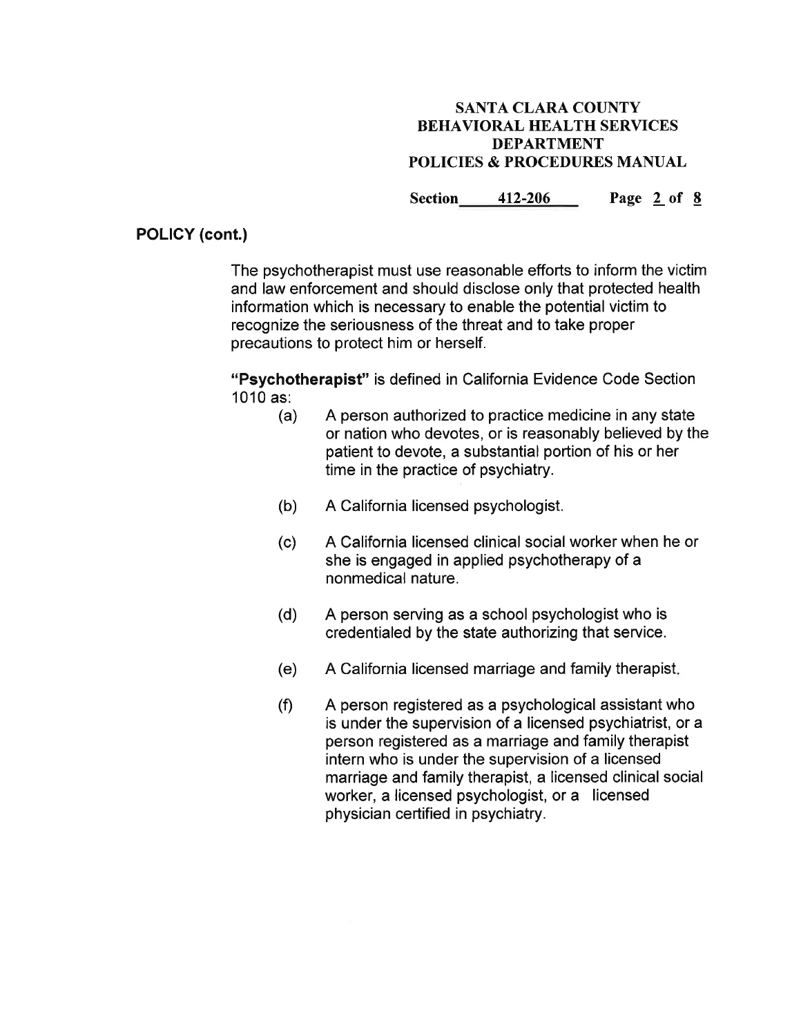## POLICY (cont.)

The psychotherapist must use reasonable efforts to inform the victim and law enforcement and should disclose only that protected health information which is necessary to enable the potential victim to recognize the seriousness of the threat and to take proper precautions to protect him or herself.

**"Psychotherapist"** is defined in California Evidence Code Section 1010 as:

(a) A person authorized to practice medicine in any state or nation who devotes, or is reasonably believed by the patient to devote, a substantial portion of his or her time in the practice of psychiatry.

(b) A California licensed psychologist.

(c) A California licensed clinical social worker when he or she is engaged in applied psychotherapy of a nonmedical nature.

(d) A person serving as a school psychologist who is credentialed by the state authorizing that service.

(e) A California licensed marriage and family therapist.

(f) A person registered as a psychological assistant who is under the supervision of a licensed psychiatrist, or a person registered as a marriage and family therapist intern who is under the supervision of a licensed marriage and family therapist, a licensed clinical social worker, a licensed psychologist, or a licensed physician certified in psychiatry.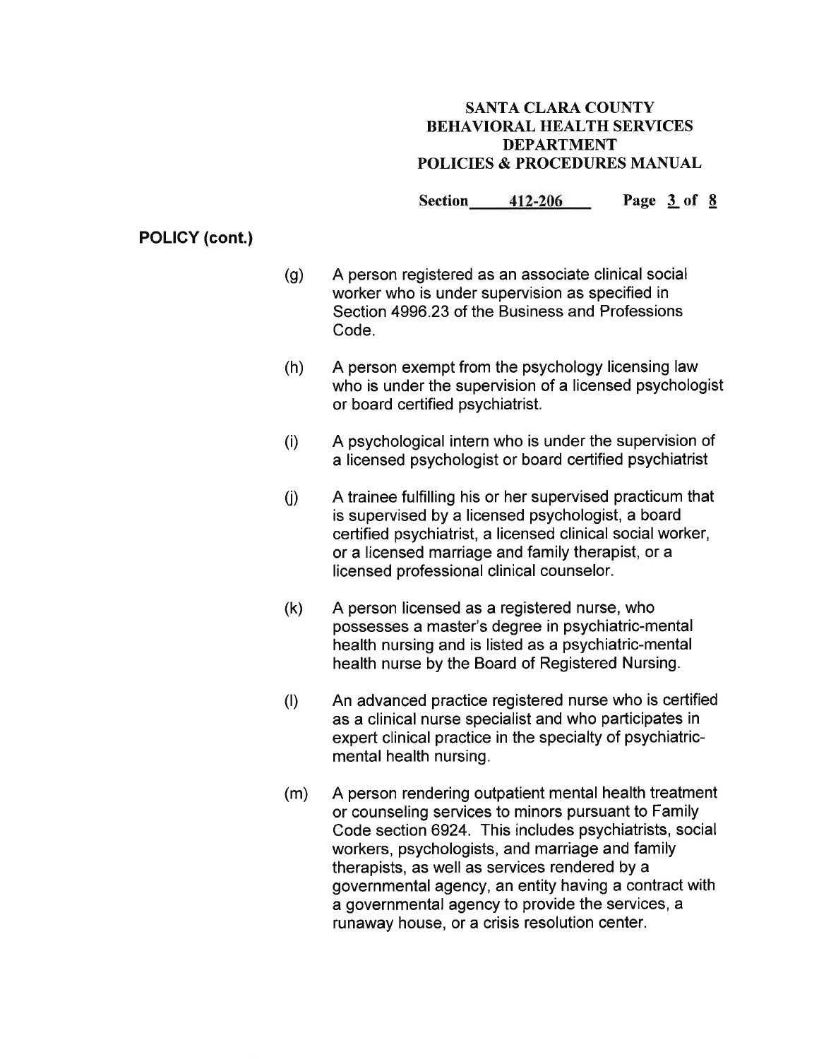**POLICY (cont.)**

(g) A person registered as an associate clinical social worker who is under supervision as specified in Section 4996.23 of the Business and Professions Code.

(h) A person exempt from the psychology licensing law who is under the supervision of a licensed psychologist or board certified psychiatrist.

(i) A psychological intern who is under the supervision of a licensed psychologist or board certified psychiatrist

(j) A trainee fulfilling his or her supervised practicum that is supervised by a licensed psychologist, a board certified psychiatrist, a licensed clinical social worker, or a licensed marriage and family therapist, or a licensed professional clinical counselor.

(k) A person licensed as a registered nurse, who possesses a master's degree in psychiatric-mental health nursing and is listed as a psychiatric-mental health nurse by the Board of Registered Nursing.

(l) An advanced practice registered nurse who is certified as a clinical nurse specialist and who participates in expert clinical practice in the specialty of psychiatric-mental health nursing.

(m) A person rendering outpatient mental health treatment or counseling services to minors pursuant to Family Code section 6924. This includes psychiatrists, social workers, psychologists, and marriage and family therapists, as well as services rendered by a governmental agency, an entity having a contract with a governmental agency to provide the services, a runaway house, or a crisis resolution center.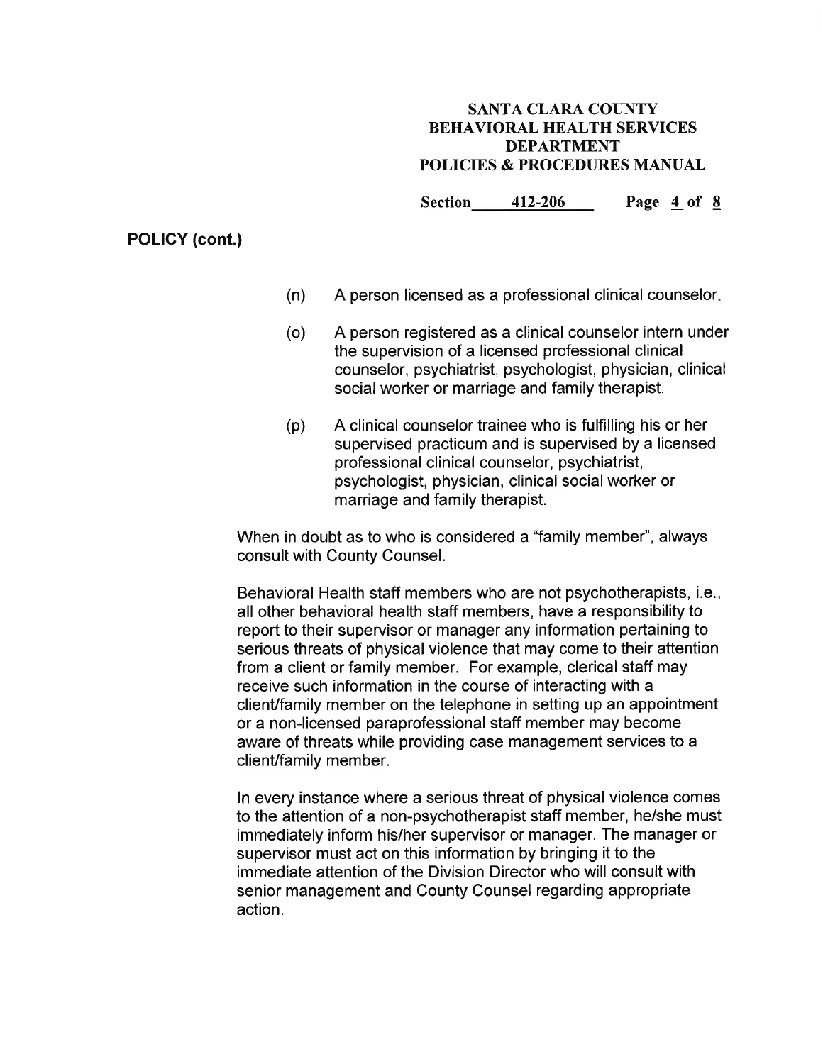**POLICY (cont.)**

(n) A person licensed as a professional clinical counselor.

(o) A person registered as a clinical counselor intern under the supervision of a licensed professional clinical counselor, psychiatrist, psychologist, physician, clinical social worker or marriage and family therapist.

(p) A clinical counselor trainee who is fulfilling his or her supervised practicum and is supervised by a licensed professional clinical counselor, psychiatrist, psychologist, physician, clinical social worker or marriage and family therapist.

When in doubt as to who is considered a "family member", always consult with County Counsel.

Behavioral Health staff members who are not psychotherapists, i.e., all other behavioral health staff members, have a responsibility to report to their supervisor or manager any information pertaining to serious threats of physical violence that may come to their attention from a client or family member. For example, clerical staff may receive such information in the course of interacting with a client/family member on the telephone in setting up an appointment or a non-licensed paraprofessional staff member may become aware of threats while providing case management services to a client/family member.

In every instance where a serious threat of physical violence comes to the attention of a non-psychotherapist staff member, he/she must immediately inform his/her supervisor or manager. The manager or supervisor must act on this information by bringing it to the immediate attention of the Division Director who will consult with senior management and County Counsel regarding appropriate action.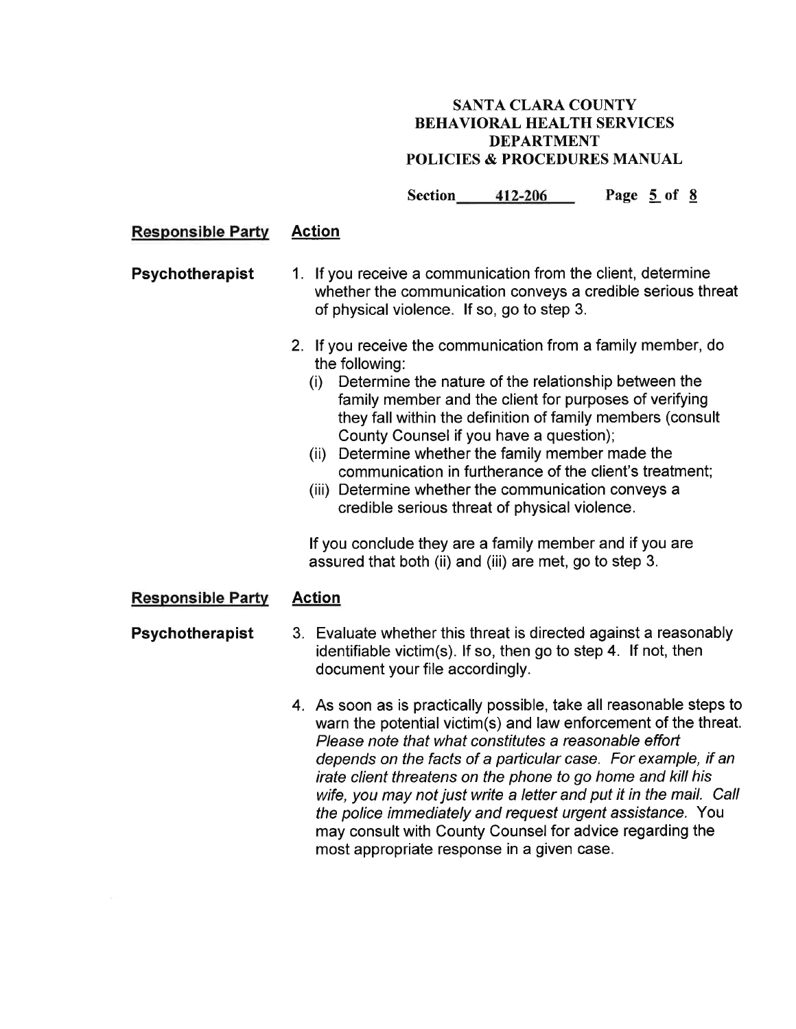| Responsible Party | Action |
|---|---|
| **Psychotherapist** | 1. If you receive a communication from the client, determine whether the communication conveys a credible serious threat of physical violence. If so, go to step 3. |
| | 2. If you receive the communication from a family member, do the following: (i) Determine the nature of the relationship between the family member and the client for purposes of verifying they fall within the definition of family members (consult County Counsel if you have a question); (ii) Determine whether the family member made the communication in furtherance of the client's treatment; (iii) Determine whether the communication conveys a credible serious threat of physical violence. If you conclude they are a family member and if you are assured that both (ii) and (iii) are met, go to step 3. |

| Responsible Party | Action |
|---|---|
| **Psychotherapist** | 3. Evaluate whether this threat is directed against a reasonably identifiable victim(s). If so, then go to step 4. If not, then document your file accordingly. |
| | 4. As soon as is practically possible, take all reasonable steps to warn the potential victim(s) and law enforcement of the threat. *Please note that what constitutes a reasonable effort depends on the facts of a particular case. For example, if an irate client threatens on the phone to go home and kill his wife, you may not just write a letter and put it in the mail. Call the police immediately and request urgent assistance.* You may consult with County Counsel for advice regarding the most appropriate response in a given case. |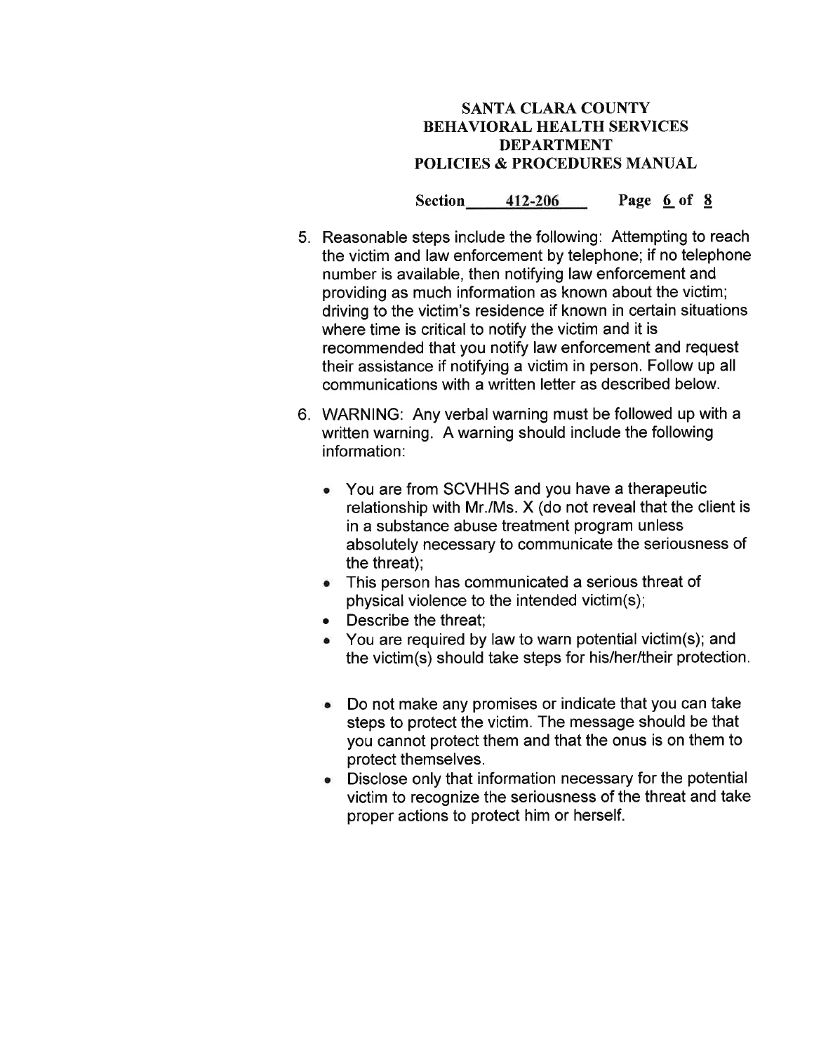5. Reasonable steps include the following: Attempting to reach the victim and law enforcement by telephone; if no telephone number is available, then notifying law enforcement and providing as much information as known about the victim; driving to the victim's residence if known in certain situations where time is critical to notify the victim and it is recommended that you notify law enforcement and request their assistance if notifying a victim in person. Follow up all communications with a written letter as described below.

6. WARNING: Any verbal warning must be followed up with a written warning. A warning should include the following information:

   - You are from SCVHHS and you have a therapeutic relationship with Mr./Ms. X (do not reveal that the client is in a substance abuse treatment program unless absolutely necessary to communicate the seriousness of the threat);
   - This person has communicated a serious threat of physical violence to the intended victim(s);
   - Describe the threat;
   - You are required by law to warn potential victim(s); and the victim(s) should take steps for his/her/their protection.

   - Do not make any promises or indicate that you can take steps to protect the victim. The message should be that you cannot protect them and that the onus is on them to protect themselves.
   - Disclose only that information necessary for the potential victim to recognize the seriousness of the threat and take proper actions to protect him or herself.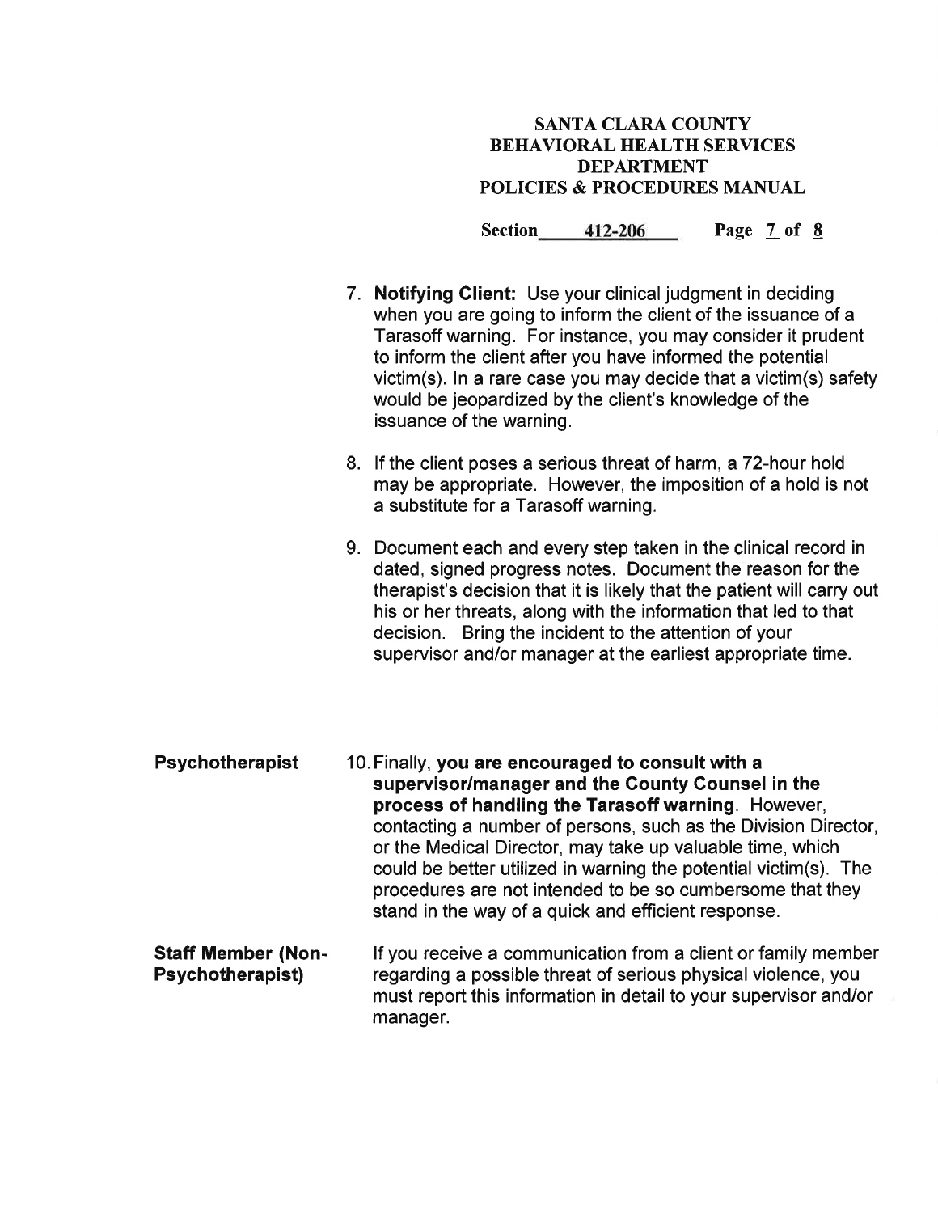7. **Notifying Client:** Use your clinical judgment in deciding when you are going to inform the client of the issuance of a Tarasoff warning. For instance, you may consider it prudent to inform the client after you have informed the potential victim(s). In a rare case you may decide that a victim(s) safety would be jeopardized by the client's knowledge of the issuance of the warning.

8. If the client poses a serious threat of harm, a 72-hour hold may be appropriate. However, the imposition of a hold is not a substitute for a Tarasoff warning.

9. Document each and every step taken in the clinical record in dated, signed progress notes. Document the reason for the therapist's decision that it is likely that the patient will carry out his or her threats, along with the information that led to that decision. Bring the incident to the attention of your supervisor and/or manager at the earliest appropriate time.

**Psychotherapist**

10. Finally, **you are encouraged to consult with a supervisor/manager and the County Counsel in the process of handling the Tarasoff warning**. However, contacting a number of persons, such as the Division Director, or the Medical Director, may take up valuable time, which could be better utilized in warning the potential victim(s). The procedures are not intended to be so cumbersome that they stand in the way of a quick and efficient response.

**Staff Member (Non-Psychotherapist)**

If you receive a communication from a client or family member regarding a possible threat of serious physical violence, you must report this information in detail to your supervisor and/or manager.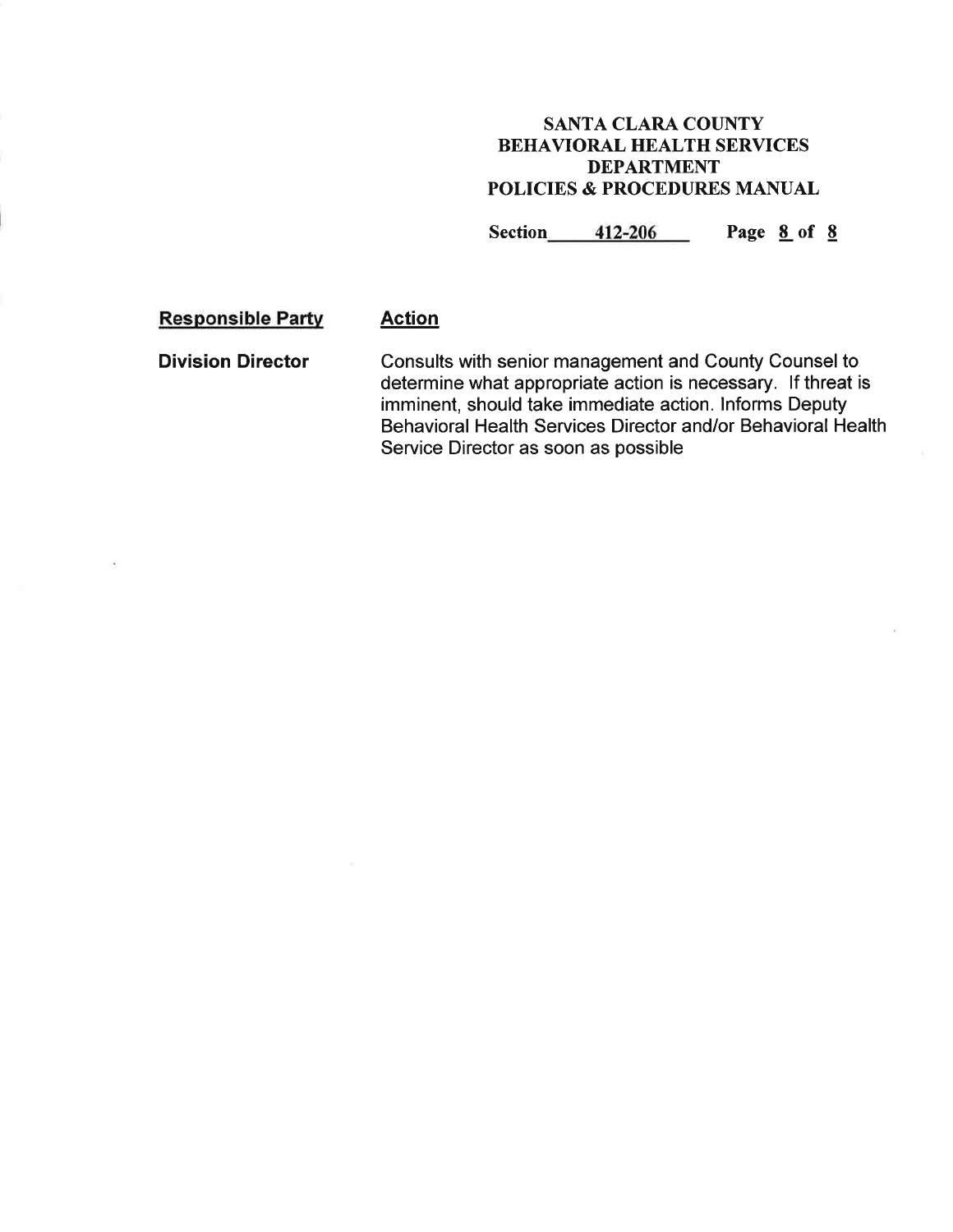| Responsible Party | Action |
| --- | --- |
| Division Director | Consults with senior management and County Counsel to determine what appropriate action is necessary. If threat is imminent, should take immediate action. Informs Deputy Behavioral Health Services Director and/or Behavioral Health Service Director as soon as possible |